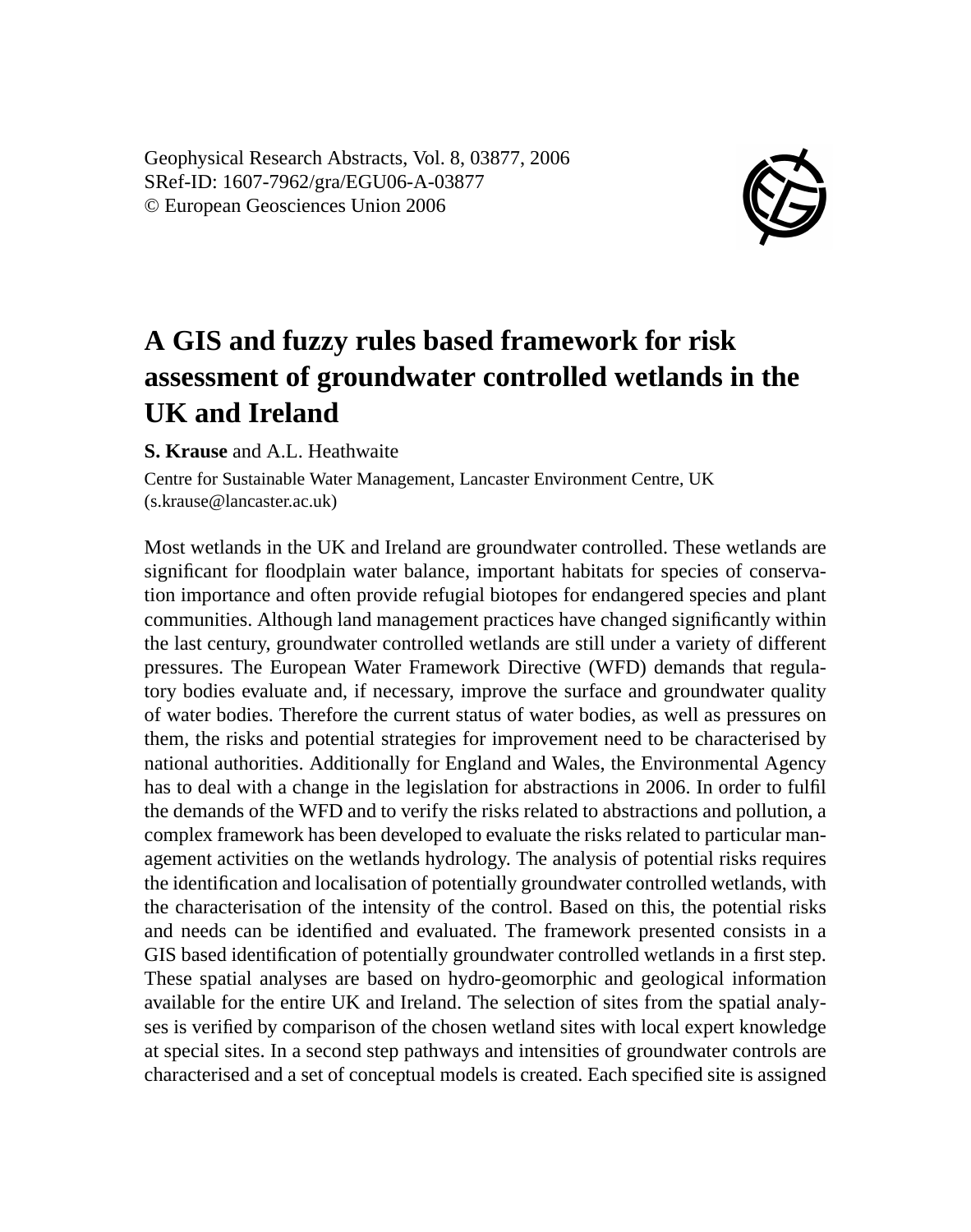Geophysical Research Abstracts, Vol. 8, 03877, 2006
SRef-ID: 1607-7962/gra/EGU06-A-03877
© European Geosciences Union 2006

# A GIS and fuzzy rules based framework for risk assessment of groundwater controlled wetlands in the UK and Ireland

**S. Krause** and A.L. Heathwaite

Centre for Sustainable Water Management, Lancaster Environment Centre, UK (s.krause@lancaster.ac.uk)

Most wetlands in the UK and Ireland are groundwater controlled. These wetlands are significant for floodplain water balance, important habitats for species of conservation importance and often provide refugial biotopes for endangered species and plant communities. Although land management practices have changed significantly within the last century, groundwater controlled wetlands are still under a variety of different pressures. The European Water Framework Directive (WFD) demands that regulatory bodies evaluate and, if necessary, improve the surface and groundwater quality of water bodies. Therefore the current status of water bodies, as well as pressures on them, the risks and potential strategies for improvement need to be characterised by national authorities. Additionally for England and Wales, the Environmental Agency has to deal with a change in the legislation for abstractions in 2006. In order to fulfil the demands of the WFD and to verify the risks related to abstractions and pollution, a complex framework has been developed to evaluate the risks related to particular management activities on the wetlands hydrology. The analysis of potential risks requires the identification and localisation of potentially groundwater controlled wetlands, with the characterisation of the intensity of the control. Based on this, the potential risks and needs can be identified and evaluated. The framework presented consists in a GIS based identification of potentially groundwater controlled wetlands in a first step. These spatial analyses are based on hydro-geomorphic and geological information available for the entire UK and Ireland. The selection of sites from the spatial analyses is verified by comparison of the chosen wetland sites with local expert knowledge at special sites. In a second step pathways and intensities of groundwater controls are characterised and a set of conceptual models is created. Each specified site is assigned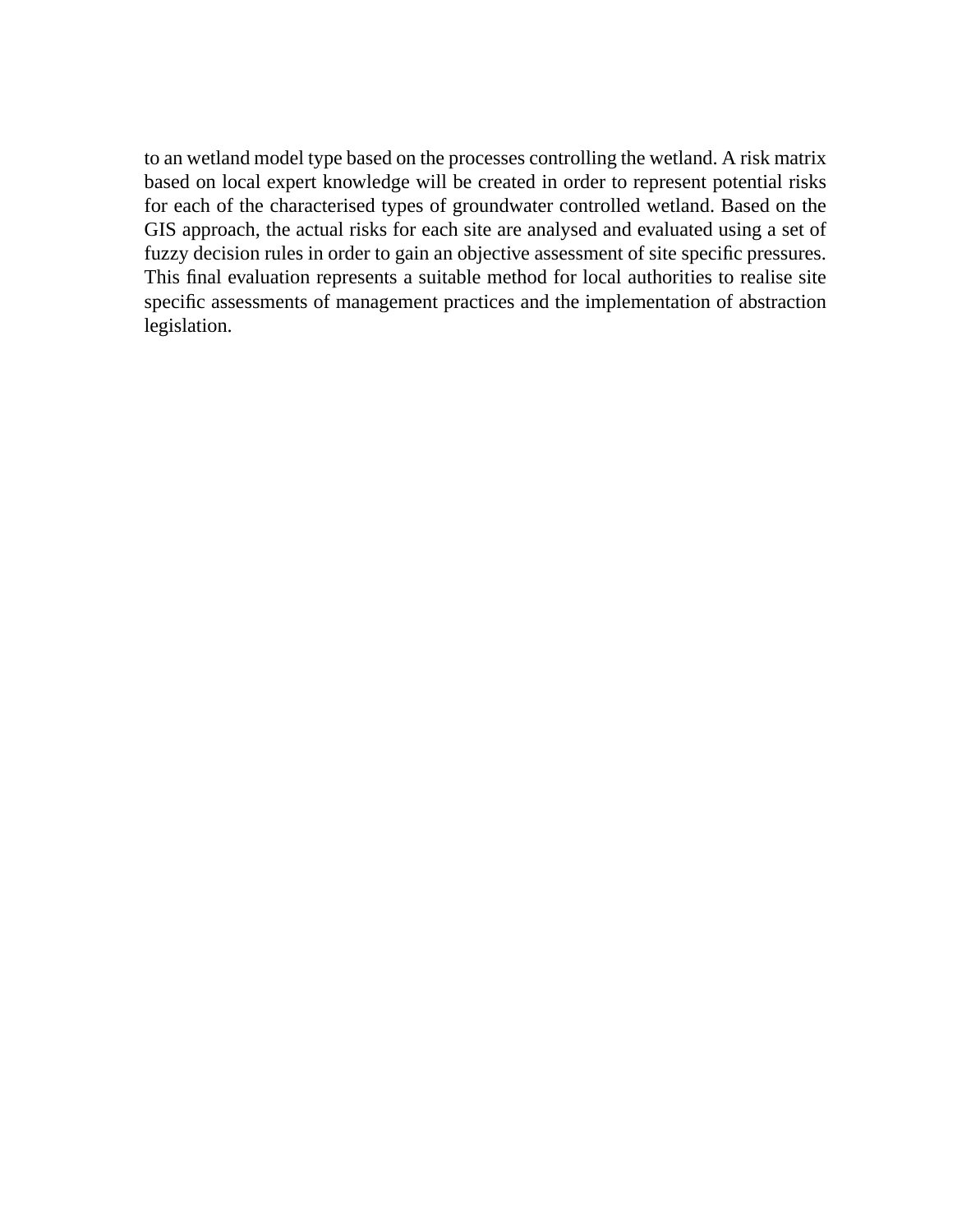to an wetland model type based on the processes controlling the wetland. A risk matrix based on local expert knowledge will be created in order to represent potential risks for each of the characterised types of groundwater controlled wetland. Based on the GIS approach, the actual risks for each site are analysed and evaluated using a set of fuzzy decision rules in order to gain an objective assessment of site specific pressures. This final evaluation represents a suitable method for local authorities to realise site specific assessments of management practices and the implementation of abstraction legislation.